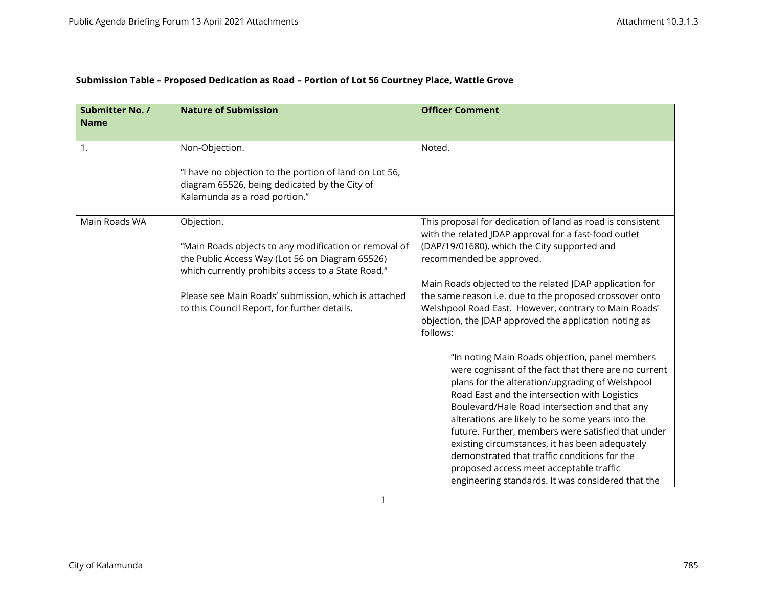**Submission Table – Proposed Dedication as Road – Portion of Lot 56 Courtney Place, Wattle Grove**

| Submitter No. / Name | Nature of Submission | Officer Comment |
|---|---|---|
| 1. | Non-Objection.<br><br>"I have no objection to the portion of land on Lot 56, diagram 65526, being dedicated by the City of Kalamunda as a road portion." | Noted. |
| Main Roads WA | Objection.<br><br>"Main Roads objects to any modification or removal of the Public Access Way (Lot 56 on Diagram 65526) which currently prohibits access to a State Road."<br><br>Please see Main Roads' submission, which is attached to this Council Report, for further details. | This proposal for dedication of land as road is consistent with the related JDAP approval for a fast-food outlet (DAP/19/01680), which the City supported and recommended be approved.<br><br>Main Roads objected to the related JDAP application for the same reason i.e. due to the proposed crossover onto Welshpool Road East. However, contrary to Main Roads' objection, the JDAP approved the application noting as follows:<br><br>"In noting Main Roads objection, panel members were cognisant of the fact that there are no current plans for the alteration/upgrading of Welshpool Road East and the intersection with Logistics Boulevard/Hale Road intersection and that any alterations are likely to be some years into the future. Further, members were satisfied that under existing circumstances, it has been adequately demonstrated that traffic conditions for the proposed access meet acceptable traffic engineering standards. It was considered that the |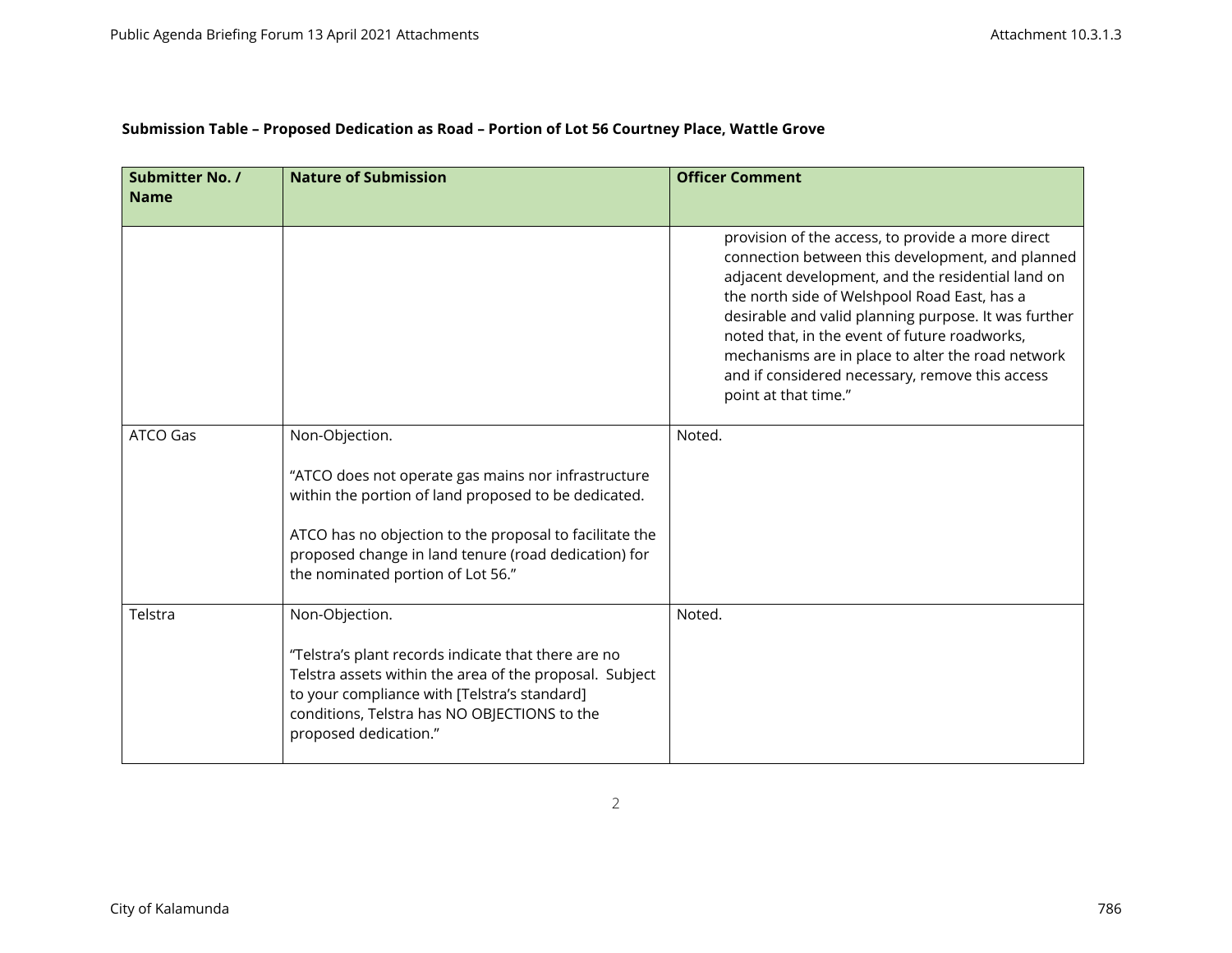**Submission Table – Proposed Dedication as Road – Portion of Lot 56 Courtney Place, Wattle Grove**

| Submitter No. / Name | Nature of Submission | Officer Comment |
|---|---|---|
| | | provision of the access, to provide a more direct connection between this development, and planned adjacent development, and the residential land on the north side of Welshpool Road East, has a desirable and valid planning purpose. It was further noted that, in the event of future roadworks, mechanisms are in place to alter the road network and if considered necessary, remove this access point at that time." |
| ATCO Gas | Non-Objection.<br><br>"ATCO does not operate gas mains nor infrastructure within the portion of land proposed to be dedicated.<br><br>ATCO has no objection to the proposal to facilitate the proposed change in land tenure (road dedication) for the nominated portion of Lot 56." | Noted. |
| Telstra | Non-Objection.<br><br>"Telstra's plant records indicate that there are no Telstra assets within the area of the proposal. Subject to your compliance with [Telstra's standard] conditions, Telstra has NO OBJECTIONS to the proposed dedication." | Noted. |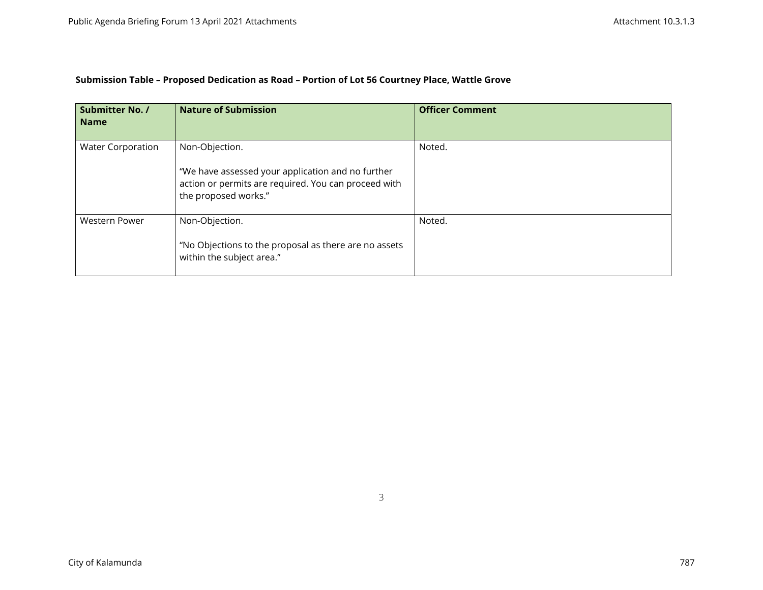**Submission Table – Proposed Dedication as Road – Portion of Lot 56 Courtney Place, Wattle Grove**

| Submitter No. / Name | Nature of Submission | Officer Comment |
| --- | --- | --- |
| Water Corporation | Non-Objection.<br><br>“We have assessed your application and no further action or permits are required. You can proceed with the proposed works.” | Noted. |
| Western Power | Non-Objection.<br><br>“No Objections to the proposal as there are no assets within the subject area.” | Noted. |